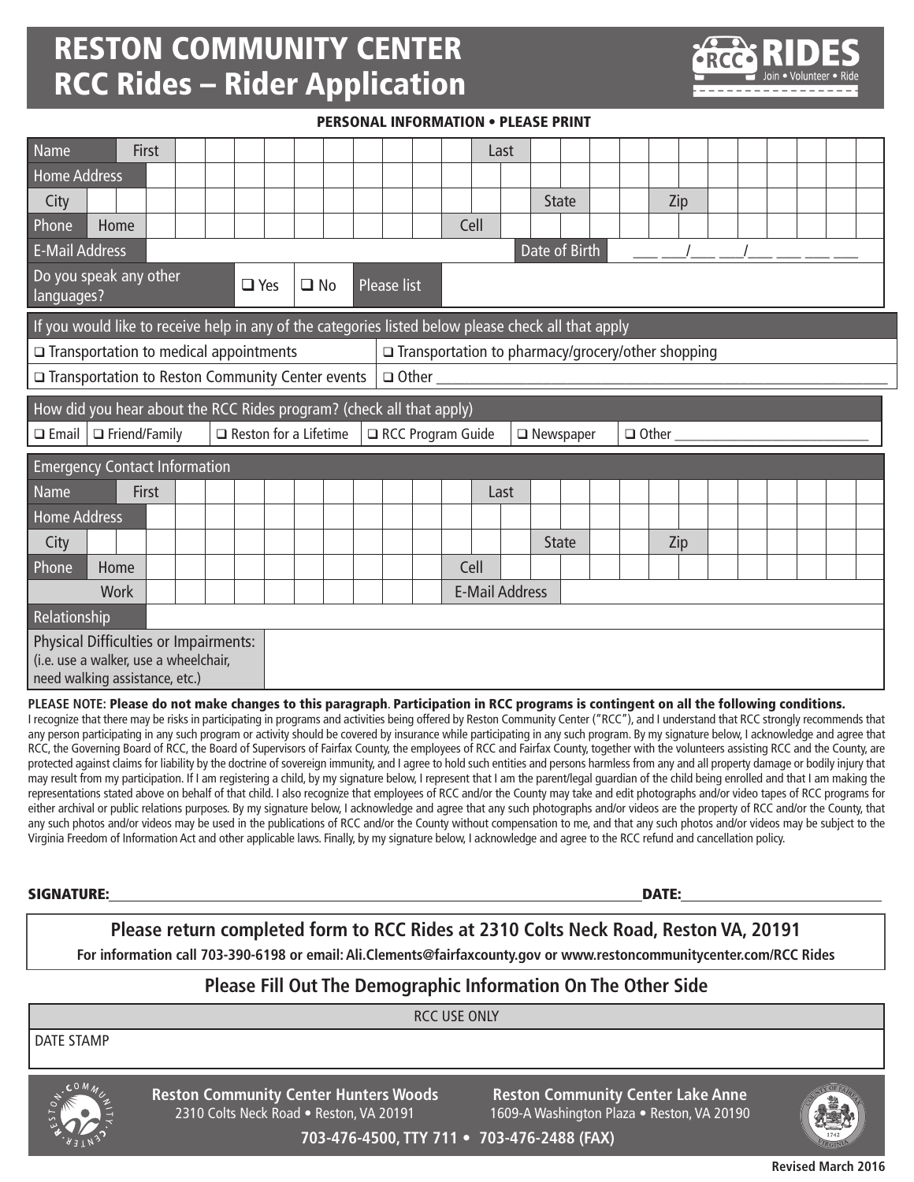# RESTON COMMUNITY CENTER
# RCC Rides – Rider Application

RCC RIDES
Join • Volunteer • Ride

**PERSONAL INFORMATION • PLEASE PRINT**

| | | | |
|---|---|---|---|
| Name | First | Last | |
| Home Address | | | |
| City | | State | Zip |
| Phone | Home | Cell | |
| E-Mail Address | | Date of Birth | ___ ___/___ ___/___ ___ ___ ___ |
| Do you speak any other languages? | ❑ Yes ❑ No | Please list | |

| If you would like to receive help in any of the categories listed below please check all that apply | |
|---|---|
| ❑ Transportation to medical appointments | ❑ Transportation to pharmacy/grocery/other shopping |
| ❑ Transportation to Reston Community Center events | ❑ Other ___________________ |

| How did you hear about the RCC Rides program? (check all that apply) | | | | | |
|---|---|---|---|---|---|
| ❑ Email | ❑ Friend/Family | ❑ Reston for a Lifetime | ❑ RCC Program Guide | ❑ Newspaper | ❑ Other ___________________ |

| Emergency Contact Information | | | |
|---|---|---|---|
| Name | First | Last | |
| Home Address | | | |
| City | | State | Zip |
| Phone | Home | Cell | |
| | Work | E-Mail Address | |
| Relationship | | | |
| Physical Difficulties or Impairments: (i.e. use a walker, use a wheelchair, need walking assistance, etc.) | | | |

**PLEASE NOTE: Please do not make changes to this paragraph**. **Participation in RCC programs is contingent on all the following conditions.**
I recognize that there may be risks in participating in programs and activities being offered by Reston Community Center ("RCC"), and I understand that RCC strongly recommends that any person participating in any such program or activity should be covered by insurance while participating in any such program. By my signature below, I acknowledge and agree that RCC, the Governing Board of RCC, the Board of Supervisors of Fairfax County, the employees of RCC and Fairfax County, together with the volunteers assisting RCC and the County, are protected against claims for liability by the doctrine of sovereign immunity, and I agree to hold such entities and persons harmless from any and all property damage or bodily injury that may result from my participation. If I am registering a child, by my signature below, I represent that I am the parent/legal guardian of the child being enrolled and that I am making the representations stated above on behalf of that child. I also recognize that employees of RCC and/or the County may take and edit photographs and/or video tapes of RCC programs for either archival or public relations purposes. By my signature below, I acknowledge and agree that any such photographs and/or videos are the property of RCC and/or the County, that any such photos and/or videos may be used in the publications of RCC and/or the County without compensation to me, and that any such photos and/or videos may be subject to the Virginia Freedom of Information Act and other applicable laws. Finally, by my signature below, I acknowledge and agree to the RCC refund and cancellation policy.

**SIGNATURE:**_______________________________________________ **DATE:**____________________

**Please return completed form to RCC Rides at 2310 Colts Neck Road, Reston VA, 20191**

**For information call 703-390-6198 or email: Ali.Clements@fairfaxcounty.gov or www.restoncommunitycenter.com/RCC Rides**

**Please Fill Out The Demographic Information On The Other Side**

| RCC USE ONLY |
|---|
| DATE STAMP |

**Reston Community Center Hunters Woods**
2310 Colts Neck Road • Reston, VA 20191

**Reston Community Center Lake Anne**
1609-A Washington Plaza • Reston, VA 20190

**703-476-4500, TTY 711 • 703-476-2488 (FAX)**

Revised March 2016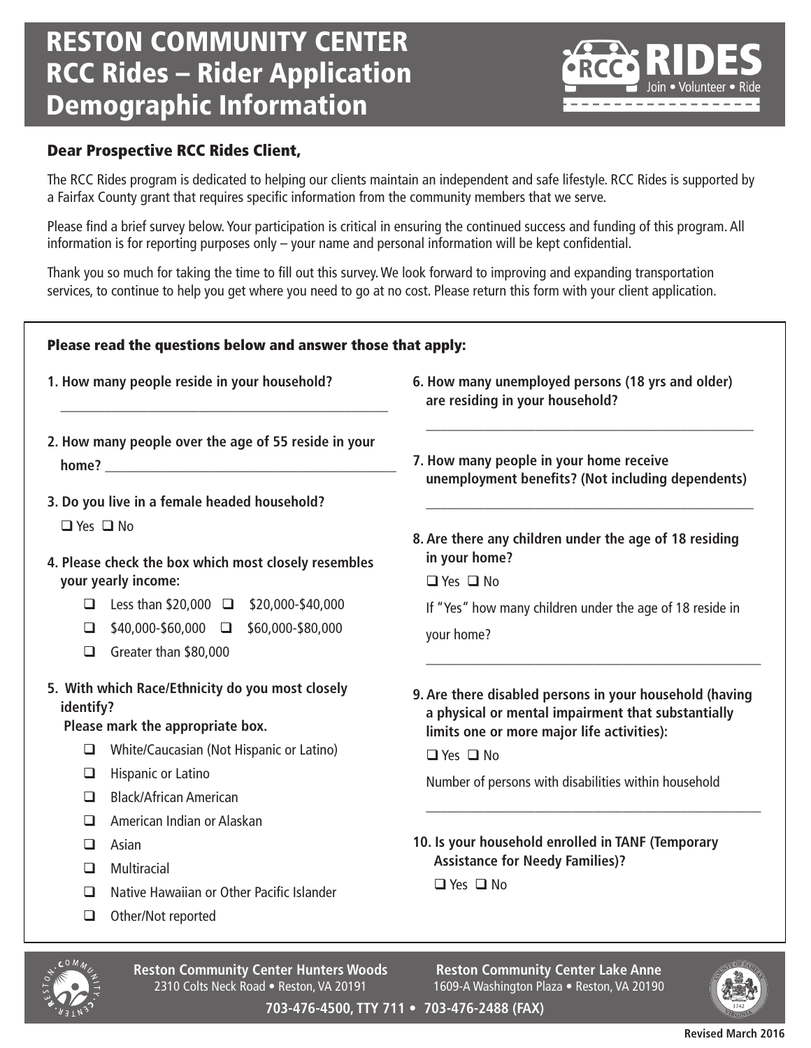# RESTON COMMUNITY CENTER
# RCC Rides – Rider Application
# Demographic Information

RCC RIDES
Join • Volunteer • Ride

## Dear Prospective RCC Rides Client,

The RCC Rides program is dedicated to helping our clients maintain an independent and safe lifestyle. RCC Rides is supported by a Fairfax County grant that requires specific information from the community members that we serve.

Please find a brief survey below. Your participation is critical in ensuring the continued success and funding of this program. All information is for reporting purposes only – your name and personal information will be kept confidential.

Thank you so much for taking the time to fill out this survey. We look forward to improving and expanding transportation services, to continue to help you get where you need to go at no cost. Please return this form with your client application.

### Please read the questions below and answer those that apply:

**1. How many people reside in your household?**

\_\_\_\_\_\_\_\_\_\_\_\_\_\_\_\_\_\_\_\_\_\_\_\_\_\_\_\_\_\_\_\_\_\_\_\_\_\_\_\_

**2. How many people over the age of 55 reside in your home?** \_\_\_\_\_\_\_\_\_\_\_\_\_\_\_\_\_\_\_\_\_\_\_\_\_\_\_\_\_\_\_\_\_\_

**3. Do you live in a female headed household?**

❑ Yes ❑ No

**4. Please check the box which most closely resembles your yearly income:**

- ❑ Less than $20,000
- ❑ $20,000-$40,000
- ❑ $40,000-$60,000
- ❑ $60,000-$80,000
- ❑ Greater than $80,000

**5. With which Race/Ethnicity do you most closely identify?**
**Please mark the appropriate box.**

- ❑ White/Caucasian (Not Hispanic or Latino)
- ❑ Hispanic or Latino
- ❑ Black/African American
- ❑ American Indian or Alaskan
- ❑ Asian
- ❑ Multiracial
- ❑ Native Hawaiian or Other Pacific Islander
- ❑ Other/Not reported

**6. How many unemployed persons (18 yrs and older) are residing in your household?**

\_\_\_\_\_\_\_\_\_\_\_\_\_\_\_\_\_\_\_\_\_\_\_\_\_\_\_\_\_\_\_\_\_\_\_\_\_\_\_\_

**7. How many people in your home receive unemployment benefits? (Not including dependents)**

\_\_\_\_\_\_\_\_\_\_\_\_\_\_\_\_\_\_\_\_\_\_\_\_\_\_\_\_\_\_\_\_\_\_\_\_\_\_\_\_

**8. Are there any children under the age of 18 residing in your home?**

❑ Yes ❑ No

If "Yes" how many children under the age of 18 reside in your home?

\_\_\_\_\_\_\_\_\_\_\_\_\_\_\_\_\_\_\_\_\_\_\_\_\_\_\_\_\_\_\_\_\_\_\_\_\_\_\_\_

**9. Are there disabled persons in your household (having a physical or mental impairment that substantially limits one or more major life activities):**

❑ Yes ❑ No

Number of persons with disabilities within household

\_\_\_\_\_\_\_\_\_\_\_\_\_\_\_\_\_\_\_\_\_\_\_\_\_\_\_\_\_\_\_\_\_\_\_\_\_\_\_\_

**10. Is your household enrolled in TANF (Temporary Assistance for Needy Families)?**

❑ Yes ❑ No

**Reston Community Center Hunters Woods**
2310 Colts Neck Road • Reston, VA 20191

**Reston Community Center Lake Anne**
1609-A Washington Plaza • Reston, VA 20190

**703-476-4500, TTY 711 • 703-476-2488 (FAX)**

Revised March 2016